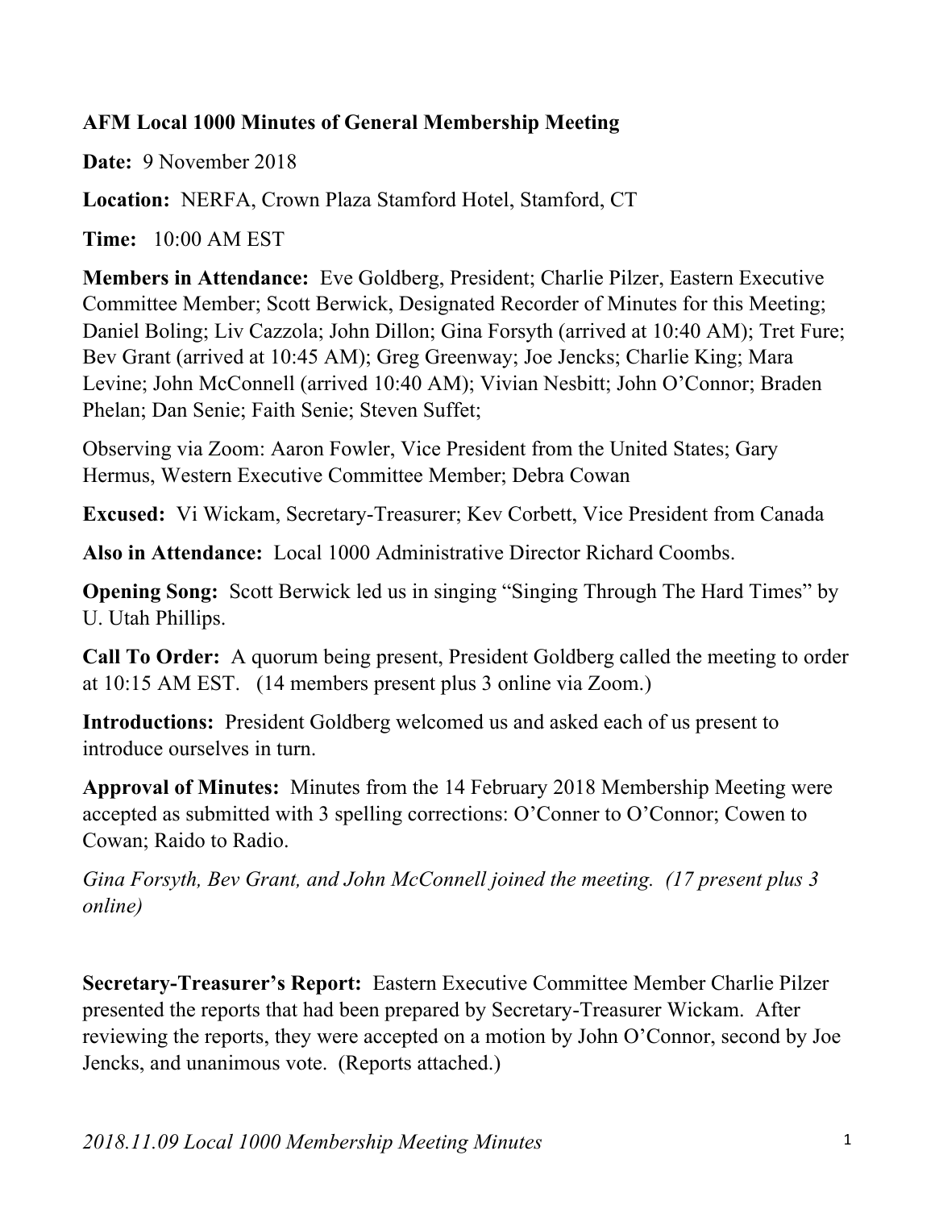**AFM Local 1000 Minutes of General Membership Meeting**

**Date:** 9 November 2018

**Location:** NERFA, Crown Plaza Stamford Hotel, Stamford, CT

**Time:** 10:00 AM EST

**Members in Attendance:** Eve Goldberg, President; Charlie Pilzer, Eastern Executive Committee Member; Scott Berwick, Designated Recorder of Minutes for this Meeting; Daniel Boling; Liv Cazzola; John Dillon; Gina Forsyth (arrived at 10:40 AM); Tret Fure; Bev Grant (arrived at 10:45 AM); Greg Greenway; Joe Jencks; Charlie King; Mara Levine; John McConnell (arrived 10:40 AM); Vivian Nesbitt; John O'Connor; Braden Phelan; Dan Senie; Faith Senie; Steven Suffet;

Observing via Zoom: Aaron Fowler, Vice President from the United States; Gary Hermus, Western Executive Committee Member; Debra Cowan

**Excused:** Vi Wickam, Secretary-Treasurer; Kev Corbett, Vice President from Canada

**Also in Attendance:** Local 1000 Administrative Director Richard Coombs.

**Opening Song:** Scott Berwick led us in singing "Singing Through The Hard Times" by U. Utah Phillips.

**Call To Order:** A quorum being present, President Goldberg called the meeting to order at 10:15 AM EST. (14 members present plus 3 online via Zoom.)

**Introductions:** President Goldberg welcomed us and asked each of us present to introduce ourselves in turn.

**Approval of Minutes:** Minutes from the 14 February 2018 Membership Meeting were accepted as submitted with 3 spelling corrections: O'Conner to O'Connor; Cowen to Cowan; Raido to Radio.

*Gina Forsyth, Bev Grant, and John McConnell joined the meeting. (17 present plus 3 online)*

**Secretary-Treasurer's Report:** Eastern Executive Committee Member Charlie Pilzer presented the reports that had been prepared by Secretary-Treasurer Wickam. After reviewing the reports, they were accepted on a motion by John O'Connor, second by Joe Jencks, and unanimous vote. (Reports attached.)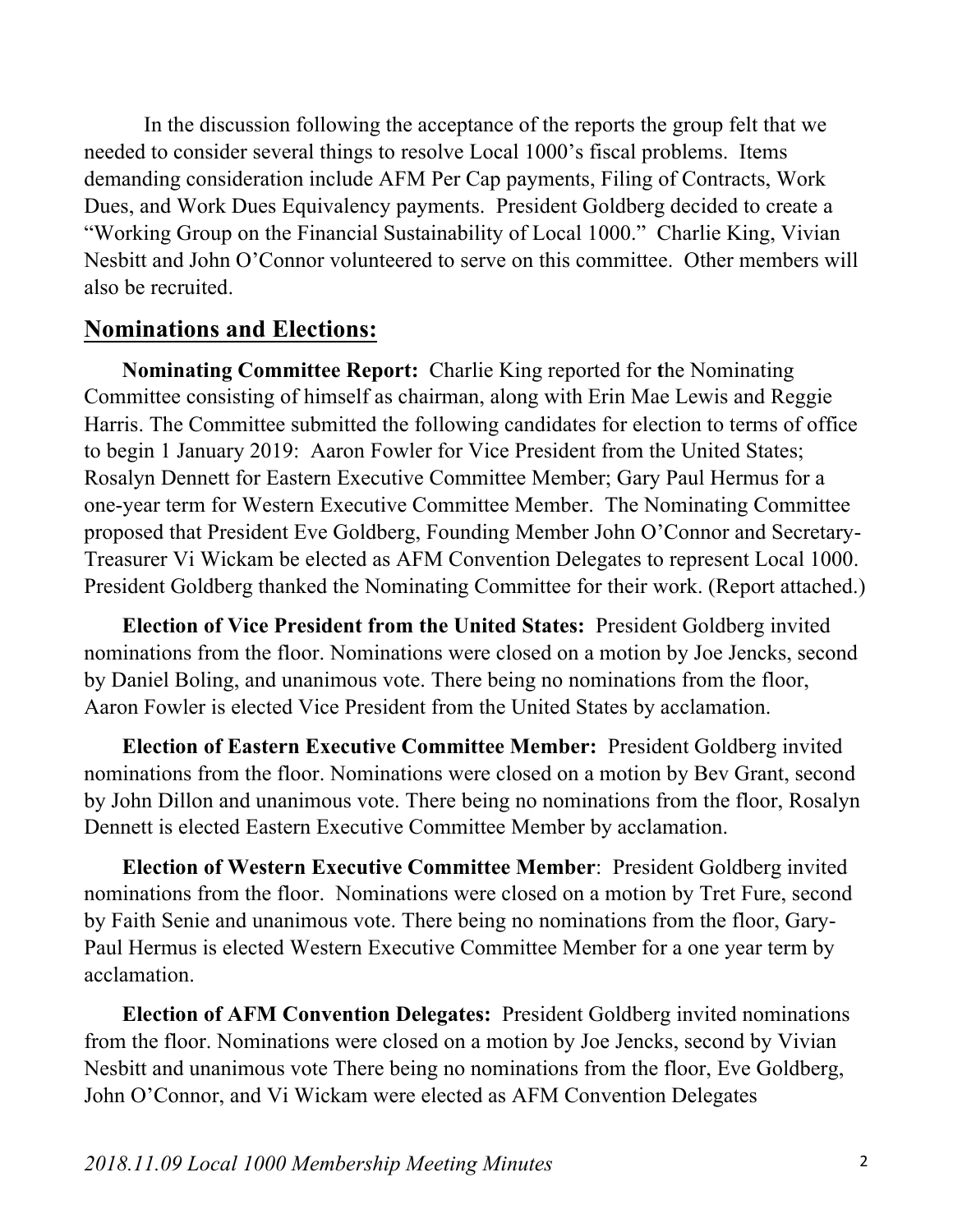In the discussion following the acceptance of the reports the group felt that we needed to consider several things to resolve Local 1000's fiscal problems. Items demanding consideration include AFM Per Cap payments, Filing of Contracts, Work Dues, and Work Dues Equivalency payments. President Goldberg decided to create a "Working Group on the Financial Sustainability of Local 1000." Charlie King, Vivian Nesbitt and John O'Connor volunteered to serve on this committee. Other members will also be recruited.

## Nominations and Elections:

**Nominating Committee Report:** Charlie King reported for the Nominating Committee consisting of himself as chairman, along with Erin Mae Lewis and Reggie Harris. The Committee submitted the following candidates for election to terms of office to begin 1 January 2019: Aaron Fowler for Vice President from the United States; Rosalyn Dennett for Eastern Executive Committee Member; Gary Paul Hermus for a one-year term for Western Executive Committee Member. The Nominating Committee proposed that President Eve Goldberg, Founding Member John O'Connor and Secretary-Treasurer Vi Wickam be elected as AFM Convention Delegates to represent Local 1000. President Goldberg thanked the Nominating Committee for their work. (Report attached.)

**Election of Vice President from the United States:** President Goldberg invited nominations from the floor. Nominations were closed on a motion by Joe Jencks, second by Daniel Boling, and unanimous vote. There being no nominations from the floor, Aaron Fowler is elected Vice President from the United States by acclamation.

**Election of Eastern Executive Committee Member:** President Goldberg invited nominations from the floor. Nominations were closed on a motion by Bev Grant, second by John Dillon and unanimous vote. There being no nominations from the floor, Rosalyn Dennett is elected Eastern Executive Committee Member by acclamation.

**Election of Western Executive Committee Member**: President Goldberg invited nominations from the floor. Nominations were closed on a motion by Tret Fure, second by Faith Senie and unanimous vote. There being no nominations from the floor, Gary-Paul Hermus is elected Western Executive Committee Member for a one year term by acclamation.

**Election of AFM Convention Delegates:** President Goldberg invited nominations from the floor. Nominations were closed on a motion by Joe Jencks, second by Vivian Nesbitt and unanimous vote There being no nominations from the floor, Eve Goldberg, John O'Connor, and Vi Wickam were elected as AFM Convention Delegates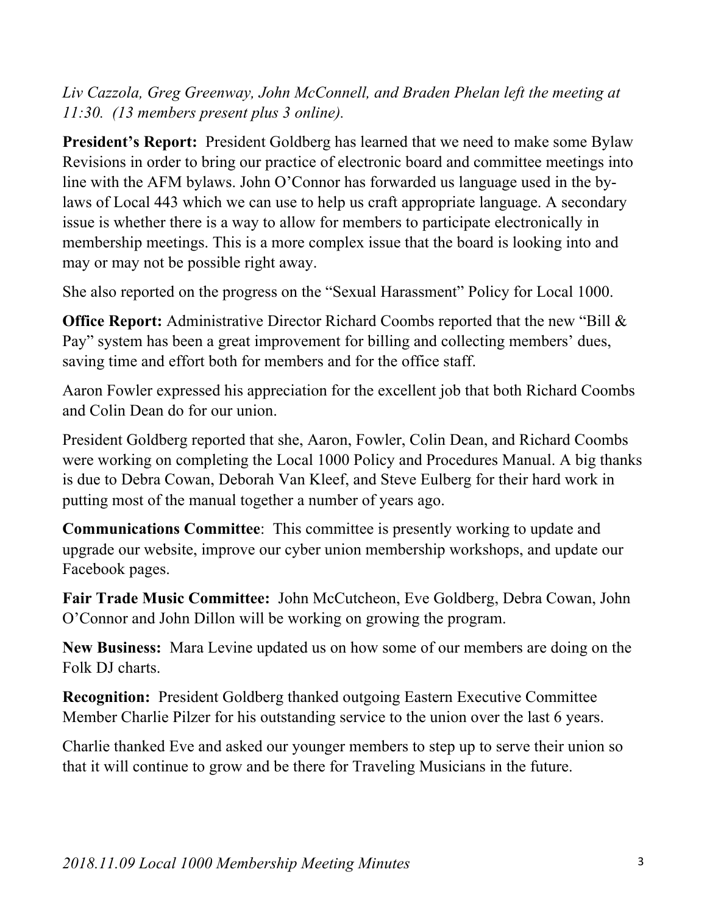*Liv Cazzola, Greg Greenway, John McConnell, and Braden Phelan left the meeting at 11:30. (13 members present plus 3 online).*

**President's Report:** President Goldberg has learned that we need to make some Bylaw Revisions in order to bring our practice of electronic board and committee meetings into line with the AFM bylaws. John O'Connor has forwarded us language used in the by-laws of Local 443 which we can use to help us craft appropriate language. A secondary issue is whether there is a way to allow for members to participate electronically in membership meetings. This is a more complex issue that the board is looking into and may or may not be possible right away.

She also reported on the progress on the "Sexual Harassment" Policy for Local 1000.

**Office Report:** Administrative Director Richard Coombs reported that the new "Bill & Pay" system has been a great improvement for billing and collecting members' dues, saving time and effort both for members and for the office staff.

Aaron Fowler expressed his appreciation for the excellent job that both Richard Coombs and Colin Dean do for our union.

President Goldberg reported that she, Aaron, Fowler, Colin Dean, and Richard Coombs were working on completing the Local 1000 Policy and Procedures Manual. A big thanks is due to Debra Cowan, Deborah Van Kleef, and Steve Eulberg for their hard work in putting most of the manual together a number of years ago.

**Communications Committee**: This committee is presently working to update and upgrade our website, improve our cyber union membership workshops, and update our Facebook pages.

**Fair Trade Music Committee:** John McCutcheon, Eve Goldberg, Debra Cowan, John O'Connor and John Dillon will be working on growing the program.

**New Business:** Mara Levine updated us on how some of our members are doing on the Folk DJ charts.

**Recognition:** President Goldberg thanked outgoing Eastern Executive Committee Member Charlie Pilzer for his outstanding service to the union over the last 6 years.

Charlie thanked Eve and asked our younger members to step up to serve their union so that it will continue to grow and be there for Traveling Musicians in the future.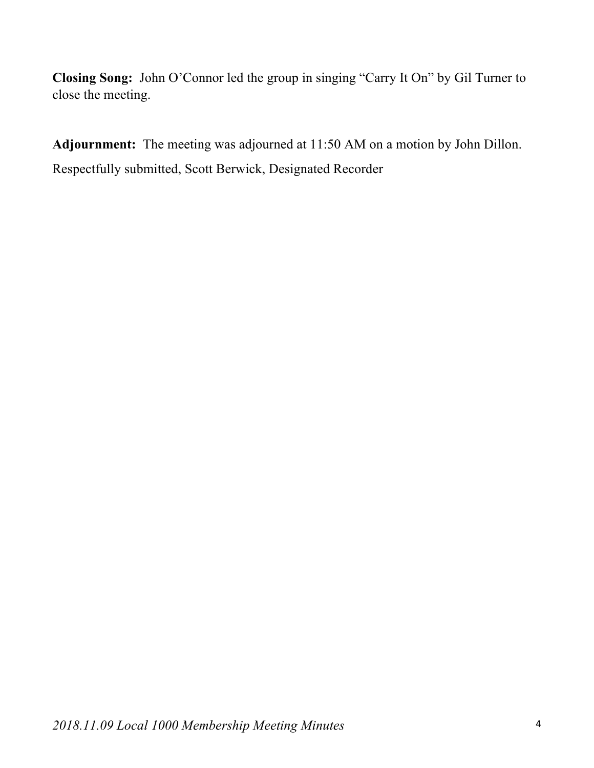**Closing Song:** John O'Connor led the group in singing "Carry It On" by Gil Turner to close the meeting.

**Adjournment:** The meeting was adjourned at 11:50 AM on a motion by John Dillon.

Respectfully submitted, Scott Berwick, Designated Recorder